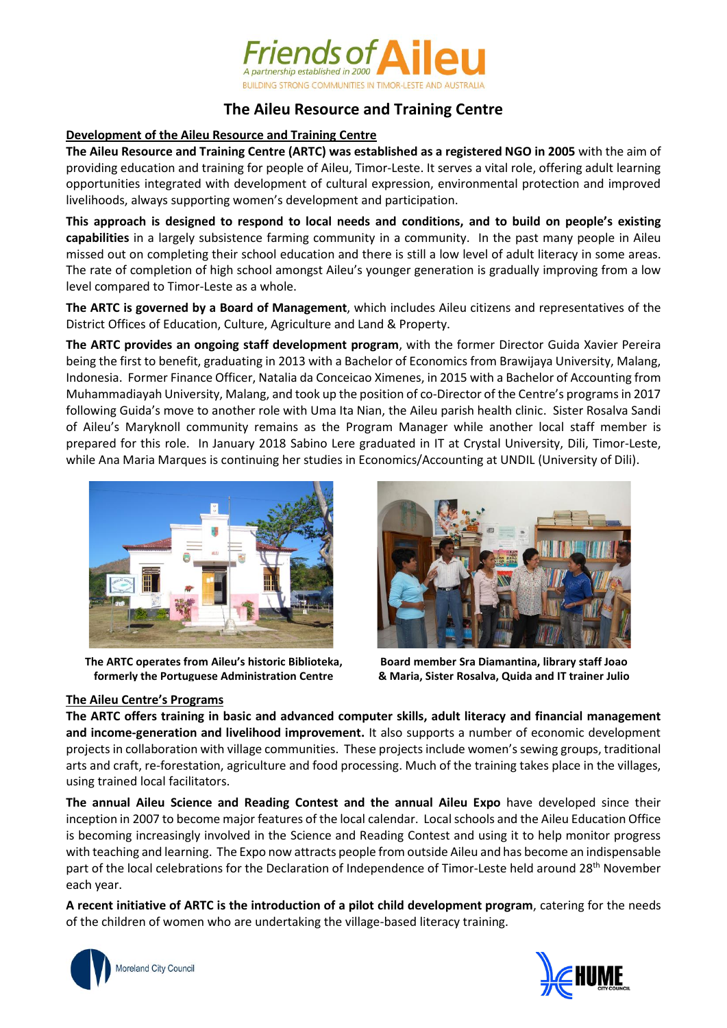Friends of Aileu

*A partnership established in 2000*

BUILDING STRONG COMMUNITIES IN TIMOR-LESTE AND AUSTRALIA

# The Aileu Resource and Training Centre

## Development of the Aileu Resource and Training Centre

**The Aileu Resource and Training Centre (ARTC) was established as a registered NGO in 2005** with the aim of providing education and training for people of Aileu, Timor-Leste. It serves a vital role, offering adult learning opportunities integrated with development of cultural expression, environmental protection and improved livelihoods, always supporting women's development and participation.

**This approach is designed to respond to local needs and conditions, and to build on people's existing capabilities** in a largely subsistence farming community in a community. In the past many people in Aileu missed out on completing their school education and there is still a low level of adult literacy in some areas. The rate of completion of high school amongst Aileu's younger generation is gradually improving from a low level compared to Timor-Leste as a whole.

**The ARTC is governed by a Board of Management**, which includes Aileu citizens and representatives of the District Offices of Education, Culture, Agriculture and Land & Property.

**The ARTC provides an ongoing staff development program**, with the former Director Guida Xavier Pereira being the first to benefit, graduating in 2013 with a Bachelor of Economics from Brawijaya University, Malang, Indonesia. Former Finance Officer, Natalia da Conceicao Ximenes, in 2015 with a Bachelor of Accounting from Muhammadiayah University, Malang, and took up the position of co-Director of the Centre's programs in 2017 following Guida's move to another role with Uma Ita Nian, the Aileu parish health clinic. Sister Rosalva Sandi of Aileu's Maryknoll community remains as the Program Manager while another local staff member is prepared for this role. In January 2018 Sabino Lere graduated in IT at Crystal University, Dili, Timor-Leste, while Ana Maria Marques is continuing her studies in Economics/Accounting at UNDIL (University of Dili).

**The ARTC operates from Aileu's historic Biblioteka, formerly the Portuguese Administration Centre**

**Board member Sra Diamantina, library staff Joao & Maria, Sister Rosalva, Quida and IT trainer Julio**

## The Aileu Centre's Programs

**The ARTC offers training in basic and advanced computer skills, adult literacy and financial management and income-generation and livelihood improvement.** It also supports a number of economic development projects in collaboration with village communities. These projects include women's sewing groups, traditional arts and craft, re-forestation, agriculture and food processing. Much of the training takes place in the villages, using trained local facilitators.

**The annual Aileu Science and Reading Contest and the annual Aileu Expo** have developed since their inception in 2007 to become major features of the local calendar. Local schools and the Aileu Education Office is becoming increasingly involved in the Science and Reading Contest and using it to help monitor progress with teaching and learning. The Expo now attracts people from outside Aileu and has become an indispensable part of the local celebrations for the Declaration of Independence of Timor-Leste held around 28th November each year.

**A recent initiative of ARTC is the introduction of a pilot child development program**, catering for the needs of the children of women who are undertaking the village-based literacy training.

Moreland City Council

HUME CITY COUNCIL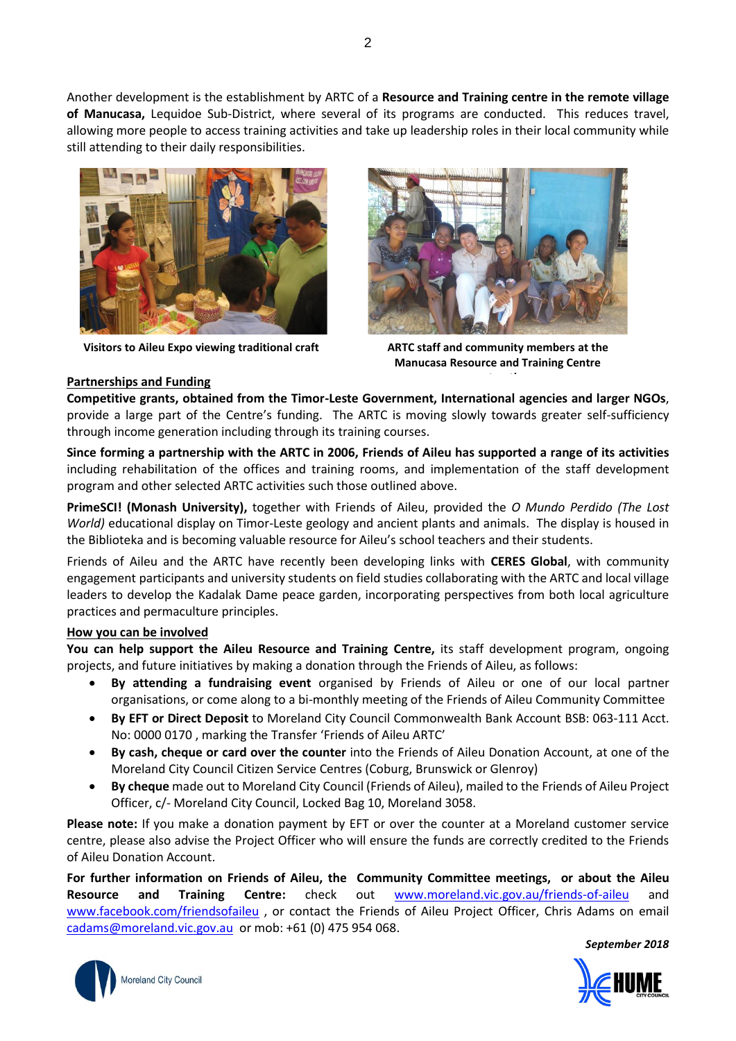Another development is the establishment by ARTC of a **Resource and Training centre in the remote village of Manucasa,** Lequidoe Sub-District, where several of its programs are conducted. This reduces travel, allowing more people to access training activities and take up leadership roles in their local community while still attending to their daily responsibilities.

**Visitors to Aileu Expo viewing traditional craft**

**ARTC staff and community members at the Manucasa Resource and Training Centre**

**Partnerships and Funding**

**Competitive grants, obtained from the Timor-Leste Government, International agencies and larger NGOs**, provide a large part of the Centre's funding. The ARTC is moving slowly towards greater self-sufficiency through income generation including through its training courses.

**Since forming a partnership with the ARTC in 2006, Friends of Aileu has supported a range of its activities** including rehabilitation of the offices and training rooms, and implementation of the staff development program and other selected ARTC activities such those outlined above.

**PrimeSCI! (Monash University),** together with Friends of Aileu, provided the *O Mundo Perdido (The Lost World)* educational display on Timor-Leste geology and ancient plants and animals. The display is housed in the Biblioteka and is becoming valuable resource for Aileu's school teachers and their students.

Friends of Aileu and the ARTC have recently been developing links with **CERES Global**, with community engagement participants and university students on field studies collaborating with the ARTC and local village leaders to develop the Kadalak Dame peace garden, incorporating perspectives from both local agriculture practices and permaculture principles.

**How you can be involved**

**You can help support the Aileu Resource and Training Centre,** its staff development program, ongoing projects, and future initiatives by making a donation through the Friends of Aileu, as follows:

- **By attending a fundraising event** organised by Friends of Aileu or one of our local partner organisations, or come along to a bi-monthly meeting of the Friends of Aileu Community Committee
- **By EFT or Direct Deposit** to Moreland City Council Commonwealth Bank Account BSB: 063-111 Acct. No: 0000 0170 , marking the Transfer 'Friends of Aileu ARTC'
- **By cash, cheque or card over the counter** into the Friends of Aileu Donation Account, at one of the Moreland City Council Citizen Service Centres (Coburg, Brunswick or Glenroy)
- **By cheque** made out to Moreland City Council (Friends of Aileu), mailed to the Friends of Aileu Project Officer, c/- Moreland City Council, Locked Bag 10, Moreland 3058.

**Please note:** If you make a donation payment by EFT or over the counter at a Moreland customer service centre, please also advise the Project Officer who will ensure the funds are correctly credited to the Friends of Aileu Donation Account.

**For further information on Friends of Aileu, the Community Committee meetings, or about the Aileu Resource and Training Centre:** check out www.moreland.vic.gov.au/friends-of-aileu and www.facebook.com/friendsofaileu , or contact the Friends of Aileu Project Officer, Chris Adams on email cadams@moreland.vic.gov.au or mob: +61 (0) 475 954 068.

***September 2018***

Moreland City Council

HUME CITY COUNCIL